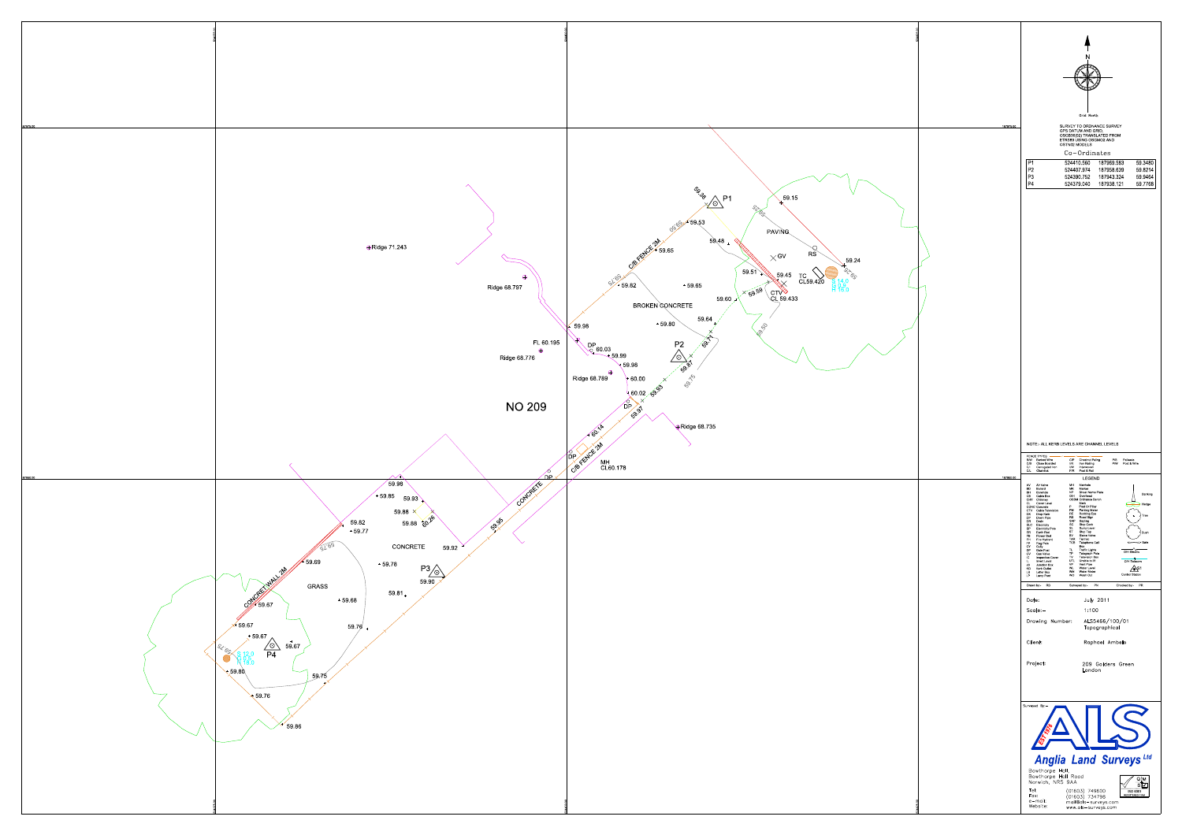Grid North

SURVEY TO ORDNANCE SURVEY GPS DATUM AND GRID, OSGB36(02) TRANSLATED FROM ETRS89 USING OSGM02 AND OSTN02 MODELS

## Co-Ordinates

| | | | |
|---|---|---|---|
| P1 | 524410.560 | 187969.583 | 59.3480 |
| P2 | 524407.974 | 187958.639 | 59.8214 |
| P3 | 524390.752 | 187943.324 | 59.9464 |
| P4 | 524379.040 | 187938.121 | 59.7788 |

NOTE:- ALL KERB LEVELS ARE CHANNEL LEVELS

FENCE TYPES

| | | | | | |
|---|---|---|---|---|---|
| B/W | Barbed Wire | C/P | Chestnut Paling | P/S | Palisade |
| C/B | Close Boarded | I/R | Iron Railing | P/W | Post & Wire |
| C/I | Corrugated Iron | O/H | Overhead | | |
| C/L | Chainlink | P/R | Post & Rail | | |

## LEGEND

| | | | |
|---|---|---|---|
| AV | Air Valve | MH | Manhole |
| BD | Bollard | MK | Marker |
| BH | Borehole | NP | Street Name Plate |
| CB | Cable Box | O/H | Overhead |
| CHY | Chimney | OSBM | Ordnance Bench Mark |
| CL | Cover Level | P | Post Or Pillar |
| CONC | Concrete | PM | Parking Meter |
| CTV | Cable Television | PO | Outfall/Pipe |
| DK | Drop Kerb | RS | Road Sign |
| DP | Down Pipe | SAP | Sapling |
| DR | Drain | SG | Stop Gate |
| ELC | Electricity | SL | Sump Level |
| EP | Electricity Pole | ST | Step Top |
| FB | Earth Rod | SV | Stone Valve |
| FB | Flower Bed | TAR | Tarmac |
| FH | Fire Hydrant | TCB | Telephone Call Box |
| FP | Flag Pole | TL | Traffic Lights |
| GY | Gully | TP | Telegraph Pole |
| GP | Gate Post | TV | Television Box |
| GV | Gas Valve | UTL | Unable to Lift |
| IC | Inspection Cover | WM | Water Meter |
| IL | Invert Level | WL | Water Level |
| JB | Junction Box | WW | Water Works |
| KO | Kerb Outlet | WO | Wash Out |
| LB | Letter Box | | |
| LP | Lamp Post | | |

Symbols: Building, Hedge, Tree, Bush, Gate, O/H Electric, O/H Telecom, Control Station

Drawn by:- RG | Surveyed by:- PH | Checked by:- PB

Date: July 2011

Scale:- 1:100

Drawing Number: ALS5466/100/01 Topographical

Client: Raphael Ambello

Project: 209 Golders Green London

Surveyed By:-

**ALS** EST 1976

*Anglia Land Surveys Ltd*

Bowthorpe Hall
Bowthorpe Hall Road
Norwich, NR5 9AA

Tel: (01603) 749800
Fax: (01603) 734796
e-mail: mail@als-surveys.com
Website: www.als-surveys.com

ISO 9001 REGISTERED FIRM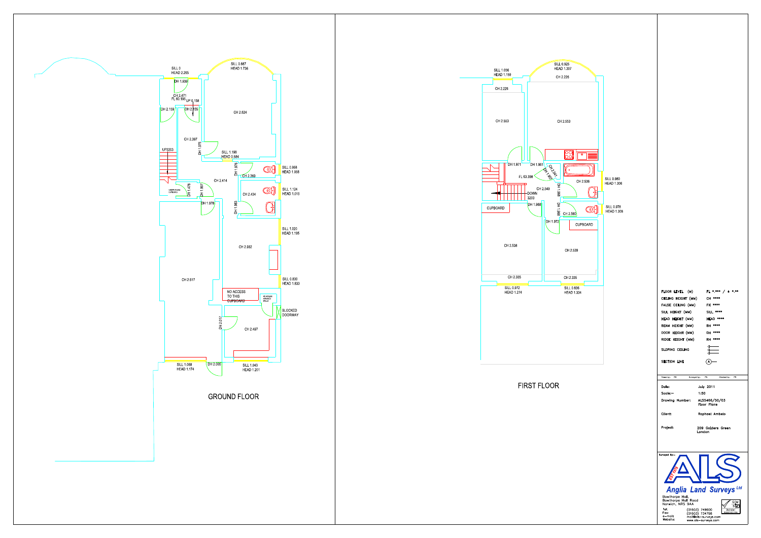## GROUND FLOOR

SILL 0
HEAD 2.265

DH 1.939

CH 2.471
FL 60.195
UP 0.158

SILL 0.887
HEAD 1.736

DH 2.159

DH 2.155

CH 2.624

CH 2.397

DH 1.975

UP3203

SILL 1.198
HEAD 0.584

DH 1.976

SILL 0.956
HEAD 1.058

CH 2.369

CH 2.414

UNDER STAIRS CUPBOARD

DH 1.478

DH 1.997

CH 2.434

SILL 1.124
HEAD 1.015

DH 1.978

DH 1.983

SILL 1.020
HEAD 1.195

CH 2.932

CH 2.517

SILL 0.830
HEAD 1.833

NO ACCESS TO THIS CUPBOARD

NO ACCESS BEHIND WALLS

BLOCKED DOORWAY

DH 2.017

CH 2.497

SILL 1.068
HEAD 1.174

DH 2.005

SILL 1.043
HEAD 1.201

## FIRST FLOOR

SILL 1.056
HEAD 1.159

SILL 0.925
HEAD 1.307

CH 2.226

CH 2.226

CH 2.553

CH 2.553

DH 1.971

DH 1.981

CH 2.541

DH 1.957

FL 63.398

CH 2.536

SILL 0.980
HEAD 1.306

CH 2.549

DOWN 3203

DH 1.968

DH 1.968

DH 1.968

CUPBOARD

CH 2.565

SILL 0.978
HEAD 1.305

DH 1.972

CUPBOARD

CH 2.538

CH 2.539

CH 2.335

CH 2.335

SILL 0.972
HEAD 1.274

SILL 0.836
HEAD 1.334

| | |
|---|---|
| FLOOR LEVEL (M) | FL *.*** / + *.** |
| CEILING HEIGHT (MM) | CH **** |
| FALSE CEILING (MM) | FC **** |
| SILL HEIGHT (MM) | SILL **** |
| HEAD HEIGHT (MM) | HEAD **** |
| BEAM HEIGHT (MM) | BH **** |
| DOOR HEIGHT (MM) | DH **** |
| RIDGE HEIGHT (MM) | RH **** |
| SLOPING CEILING | |
| SECTION LINE | (A)— |

Drawn by: RS Surveyed by: PK Checked by: PK

| | |
|---|---|
| Date: | July 2011 |
| Scale:- | 1:50 |
| Drawing Number: | ALS5466/50/03 Floor Plans |
| Client: | Raphael Ambelo |
| Project: | 209 Golders Green London |

Surveyed By:-

EST 1976

ALS

Anglia Land Surveys Ltd

Bowthorpe Hall,
Bowthorpe Hall Road
Norwich, NR5 9AA

| | |
|---|---|
| Tel: | (01603) 749600 |
| Fax: | (01603) 734798 |
| e-mail: | mail@als-surveys.com |
| Website: | www.als-surveys.com |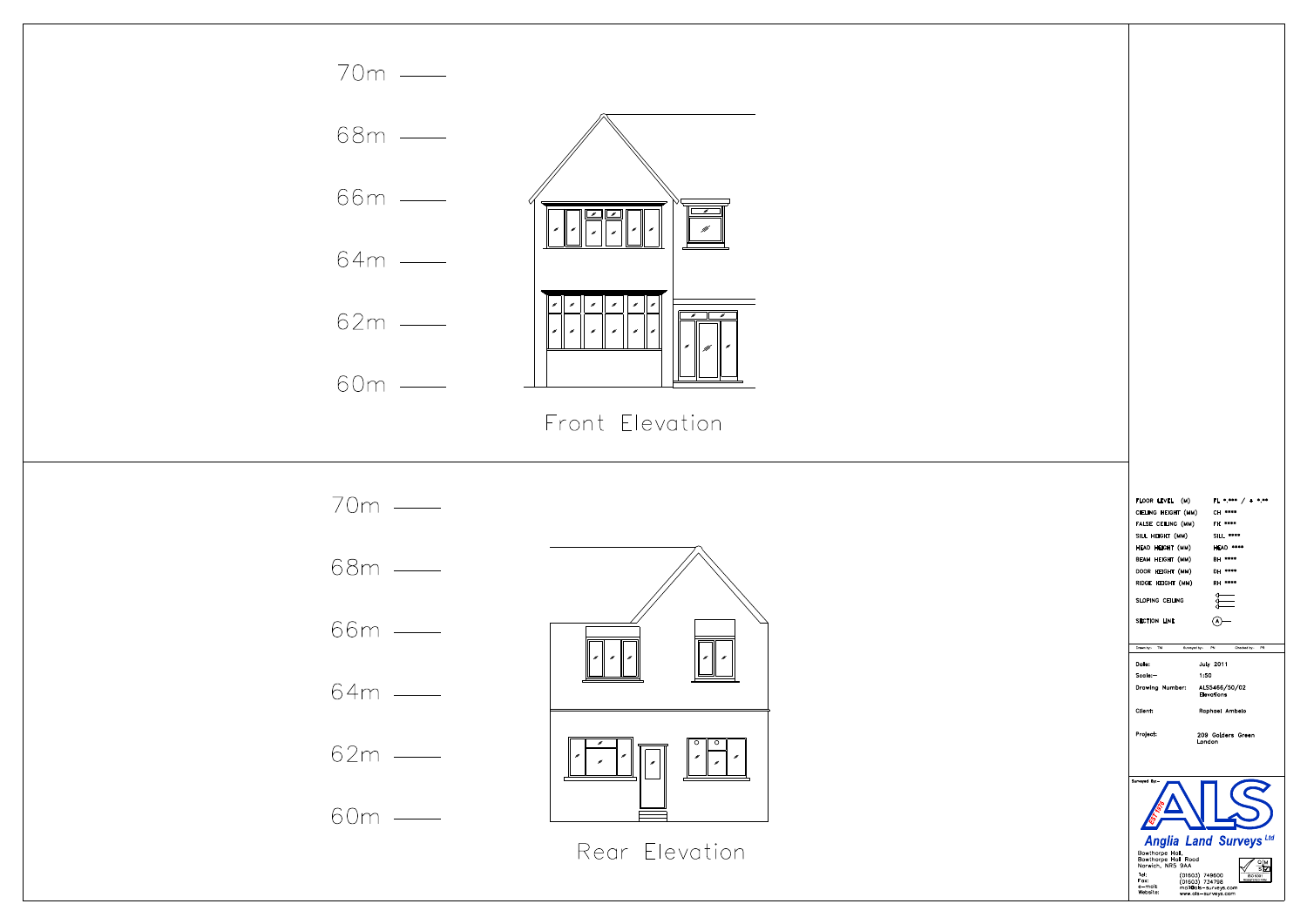70m

68m

66m

64m

62m

60m

Front Elevation

70m

68m

66m

64m

62m

60m

Rear Elevation

| | |
|---|---|
| FLOOR LEVEL (M) | FL *.*** / + *.** |
| CEILING HEIGHT (MM) | CH **** |
| FALSE CEILING (MM) | FC **** |
| SILL HEIGHT (MM) | SILL **** |
| HEAD HEIGHT (MM) | HEAD **** |
| BEAM HEIGHT (MM) | BH **** |
| DOOR HEIGHT (MM) | DH **** |
| RIDGE HEIGHT (MM) | RH **** |
| SLOPING CEILING | |
| SECTION LINE | (A) |

Drawn by: TM Surveyed by: PK Checked by: PB

| | |
|---|---|
| Date: | July 2011 |
| Scale:- | 1:50 |
| Drawing Number: | ALS5466/50/02 Elevations |
| Client: | Raphael Ambelo |
| Project: | 209 Golders Green London |

Surveyed By:-

ALS EST 1975

Anglia Land Surveys Ltd

Bowthorpe Hall,
Bowthorpe Hall Road
Norwich, NR5 9AA

Tel: (01603) 749600
Fax: (01603) 734798
e-mail: mail@als-surveys.com
Website: www.als-surveys.com

ISO 9001